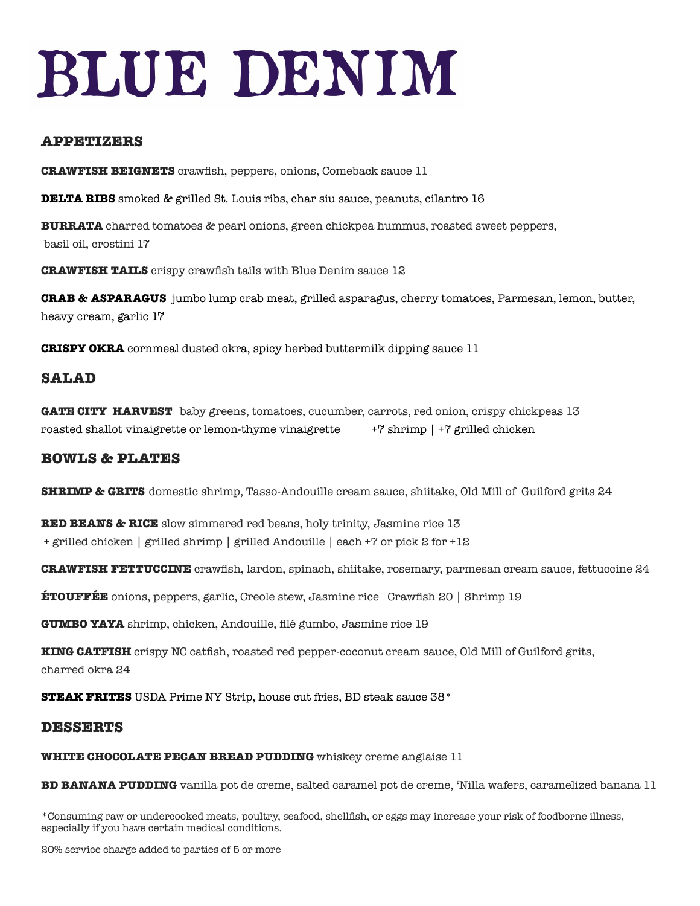# BLUE DENIM

## APPETIZERS

**CRAWFISH BEIGNETS** crawfish, peppers, onions, Comeback sauce 11

**DELTA RIBS** smoked & grilled St. Louis ribs, char siu sauce, peanuts, cilantro 16

**BURRATA** charred tomatoes & pearl onions, green chickpea hummus, roasted sweet peppers, basil oil, crostini 17

**CRAWFISH TAILS** crispy crawfish tails with Blue Denim sauce 12

**CRAB & ASPARAGUS** jumbo lump crab meat, grilled asparagus, cherry tomatoes, Parmesan, lemon, butter, heavy cream, garlic 17

**CRISPY OKRA** cornmeal dusted okra, spicy herbed buttermilk dipping sauce 11

## SALAD

**GATE CITY HARVEST** baby greens, tomatoes, cucumber, carrots, red onion, crispy chickpeas 13
roasted shallot vinaigrette or lemon-thyme vinaigrette +7 shrimp | +7 grilled chicken

## BOWLS & PLATES

**SHRIMP & GRITS** domestic shrimp, Tasso-Andouille cream sauce, shiitake, Old Mill of Guilford grits 24

**RED BEANS & RICE** slow simmered red beans, holy trinity, Jasmine rice 13
+ grilled chicken | grilled shrimp | grilled Andouille | each +7 or pick 2 for +12

**CRAWFISH FETTUCCINE** crawfish, lardon, spinach, shiitake, rosemary, parmesan cream sauce, fettuccine 24

**ÉTOUFFÉE** onions, peppers, garlic, Creole stew, Jasmine rice Crawfish 20 | Shrimp 19

**GUMBO YAYA** shrimp, chicken, Andouille, filé gumbo, Jasmine rice 19

**KING CATFISH** crispy NC catfish, roasted red pepper-coconut cream sauce, Old Mill of Guilford grits, charred okra 24

**STEAK FRITES** USDA Prime NY Strip, house cut fries, BD steak sauce 38*

## DESSERTS

**WHITE CHOCOLATE PECAN BREAD PUDDING** whiskey creme anglaise 11

**BD BANANA PUDDING** vanilla pot de creme, salted caramel pot de creme, 'Nilla wafers, caramelized banana 11

*Consuming raw or undercooked meats, poultry, seafood, shellfish, or eggs may increase your risk of foodborne illness, especially if you have certain medical conditions.

20% service charge added to parties of 5 or more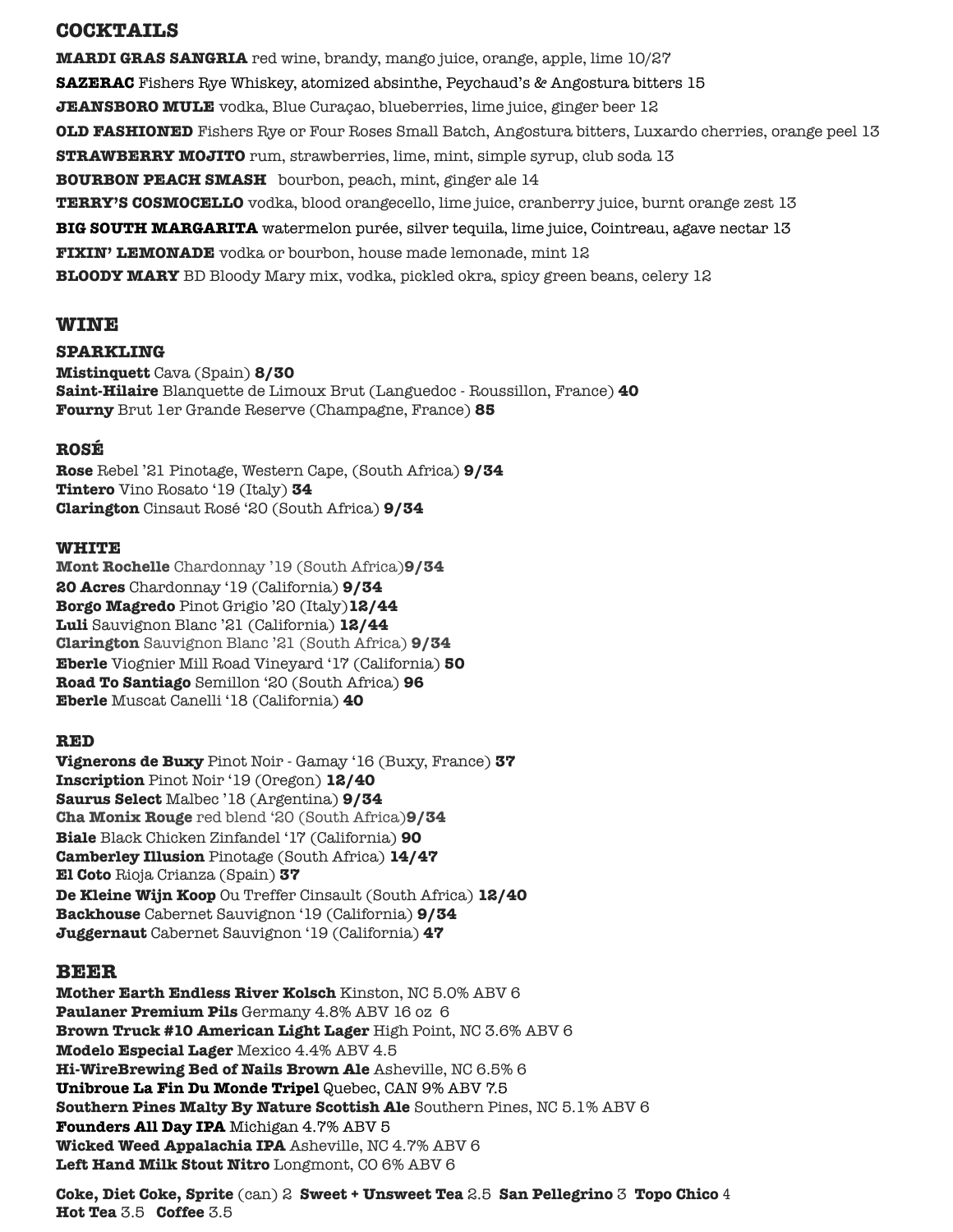## COCKTAILS

**MARDI GRAS SANGRIA** red wine, brandy, mango juice, orange, apple, lime 10/27

**SAZERAC** Fishers Rye Whiskey, atomized absinthe, Peychaud's & Angostura bitters 15

**JEANSBORO MULE** vodka, Blue Curaçao, blueberries, lime juice, ginger beer 12

**OLD FASHIONED** Fishers Rye or Four Roses Small Batch, Angostura bitters, Luxardo cherries, orange peel 13

**STRAWBERRY MOJITO** rum, strawberries, lime, mint, simple syrup, club soda 13

**BOURBON PEACH SMASH** bourbon, peach, mint, ginger ale 14

**TERRY'S COSMOCELLO** vodka, blood orangecello, lime juice, cranberry juice, burnt orange zest 13

**BIG SOUTH MARGARITA** watermelon purée, silver tequila, lime juice, Cointreau, agave nectar 13

**FIXIN' LEMONADE** vodka or bourbon, house made lemonade, mint 12

**BLOODY MARY** BD Bloody Mary mix, vodka, pickled okra, spicy green beans, celery 12

## WINE

### SPARKLING

**Mistinquett** Cava (Spain) **8/30**

**Saint-Hilaire** Blanquette de Limoux Brut (Languedoc - Roussillon, France) **40**

**Fourny** Brut 1er Grande Reserve (Champagne, France) **85**

### ROSÉ

**Rose** Rebel '21 Pinotage, Western Cape, (South Africa) **9/34**

**Tintero** Vino Rosato '19 (Italy) **34**

**Clarington** Cinsaut Rosé '20 (South Africa) **9/34**

### WHITE

**Mont Rochelle** Chardonnay '19 (South Africa)**9/34**

**20 Acres** Chardonnay '19 (California) **9/34**

**Borgo Magredo** Pinot Grigio '20 (Italy)**12/44**

**Luli** Sauvignon Blanc '21 (California) **12/44**

**Clarington** Sauvignon Blanc '21 (South Africa) **9/34**

**Eberle** Viognier Mill Road Vineyard '17 (California) **50**

**Road To Santiago** Semillon '20 (South Africa) **96**

**Eberle** Muscat Canelli '18 (California) **40**

### RED

**Vignerons de Buxy** Pinot Noir - Gamay '16 (Buxy, France) **37**

**Inscription** Pinot Noir '19 (Oregon) **12/40**

**Saurus Select** Malbec '18 (Argentina) **9/34**

**Cha Monix Rouge** red blend '20 (South Africa)**9/34**

**Biale** Black Chicken Zinfandel '17 (California) **90**

**Camberley Illusion** Pinotage (South Africa) **14/47**

**El Coto** Rioja Crianza (Spain) **37**

**De Kleine Wijn Koop** Ou Treffer Cinsault (South Africa) **12/40**

**Backhouse** Cabernet Sauvignon '19 (California) **9/34**

**Juggernaut** Cabernet Sauvignon '19 (California) **47**

## BEER

**Mother Earth Endless River Kolsch** Kinston, NC 5.0% ABV 6

**Paulaner Premium Pils** Germany 4.8% ABV 16 oz 6

**Brown Truck #10 American Light Lager** High Point, NC 3.6% ABV 6

**Modelo Especial Lager** Mexico 4.4% ABV 4.5

**Hi-WireBrewing Bed of Nails Brown Ale** Asheville, NC 6.5% 6

**Unibroue La Fin Du Monde Tripel** Quebec, CAN 9% ABV 7.5

**Southern Pines Malty By Nature Scottish Ale** Southern Pines, NC 5.1% ABV 6

**Founders All Day IPA** Michigan 4.7% ABV 5

**Wicked Weed Appalachia IPA** Asheville, NC 4.7% ABV 6

**Left Hand Milk Stout Nitro** Longmont, CO 6% ABV 6

**Coke, Diet Coke, Sprite** (can) 2 **Sweet + Unsweet Tea** 2.5 **San Pellegrino** 3 **Topo Chico** 4
**Hot Tea** 3.5 **Coffee** 3.5